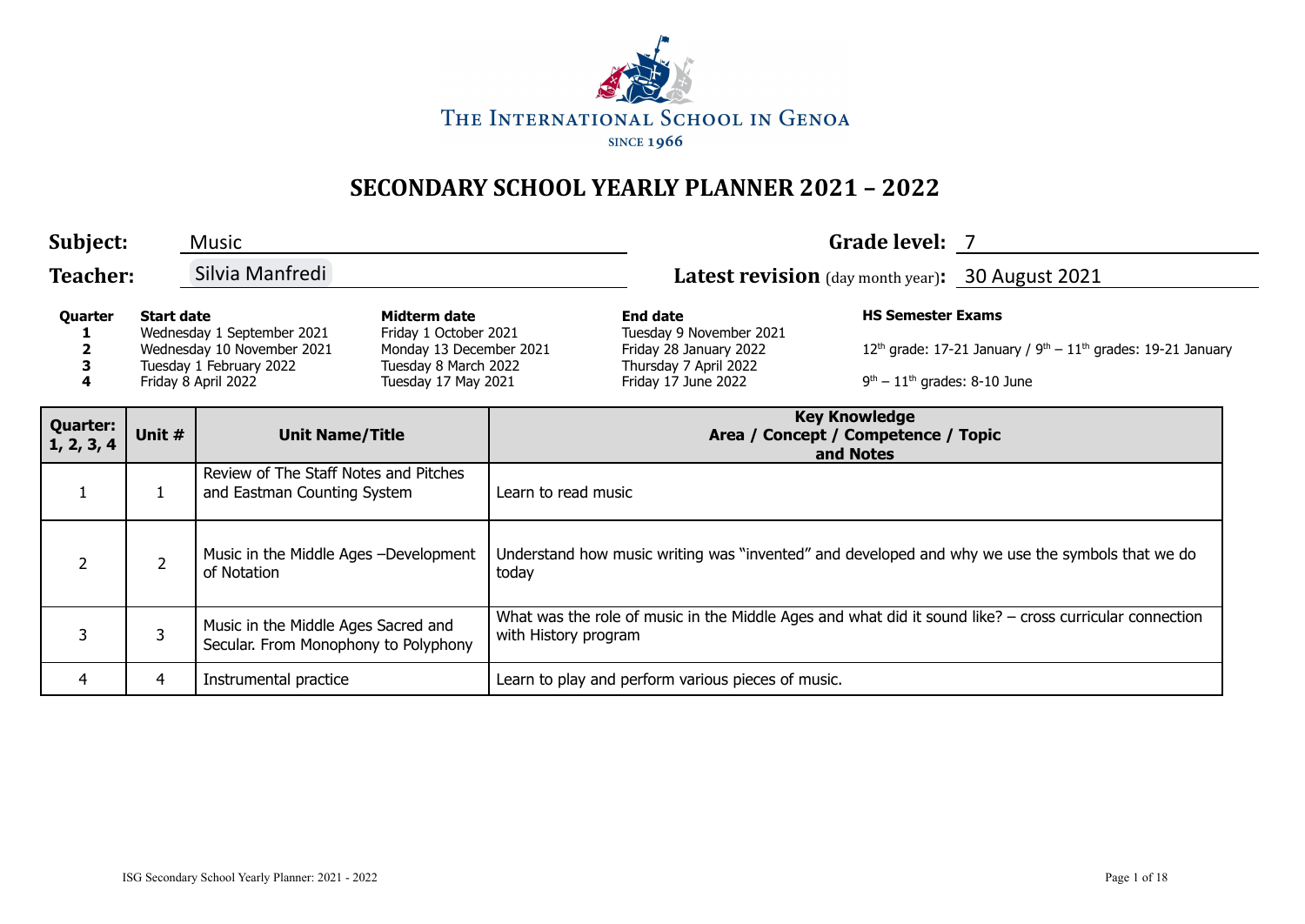The International School in Genoa

since 1966

# SECONDARY SCHOOL YEARLY PLANNER 2021 – 2022

**Subject:** Music

**Grade level:** 7

**Teacher:** Silvia Manfredi

**Latest revision** (day month year)**:** 30 August 2021

| Quarter | Start date | Midterm date | End date | HS Semester Exams |
|---|---|---|---|---|
| 1 | Wednesday 1 September 2021 | Friday 1 October 2021 | Tuesday 9 November 2021 | |
| 2 | Wednesday 10 November 2021 | Monday 13 December 2021 | Friday 28 January 2022 | 12th grade: 17-21 January / 9th – 11th grades: 19-21 January |
| 3 | Tuesday 1 February 2022 | Tuesday 8 March 2022 | Thursday 7 April 2022 | |
| 4 | Friday 8 April 2022 | Tuesday 17 May 2021 | Friday 17 June 2022 | 9th – 11th grades: 8-10 June |

| Quarter: 1, 2, 3, 4 | Unit # | Unit Name/Title | Key Knowledge Area / Concept / Competence / Topic and Notes |
|---|---|---|---|
| 1 | 1 | Review of The Staff Notes and Pitches and Eastman Counting System | Learn to read music |
| 2 | 2 | Music in the Middle Ages –Development of Notation | Understand how music writing was "invented" and developed and why we use the symbols that we do today |
| 3 | 3 | Music in the Middle Ages Sacred and Secular. From Monophony to Polyphony | What was the role of music in the Middle Ages and what did it sound like? – cross curricular connection with History program |
| 4 | 4 | Instrumental practice | Learn to play and perform various pieces of music. |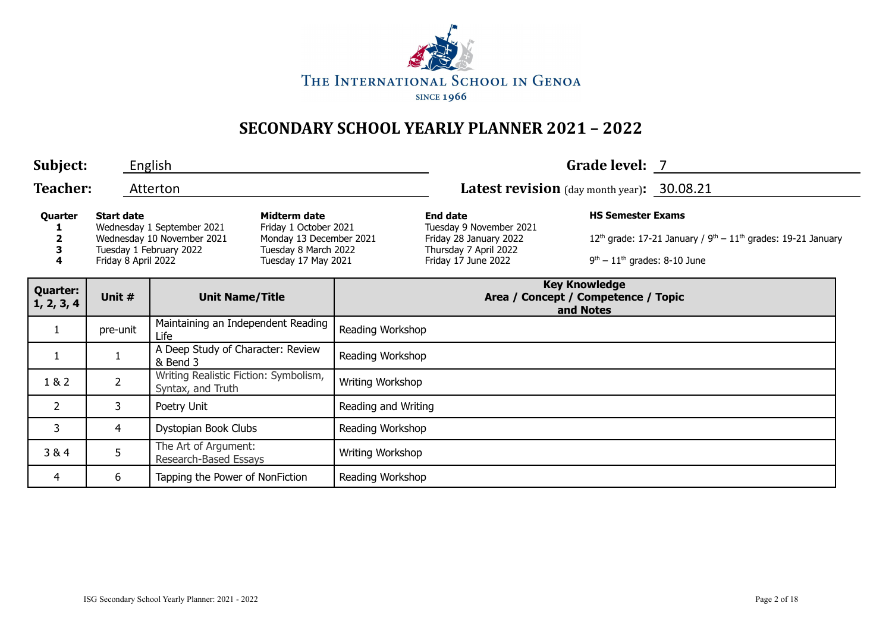THE INTERNATIONAL SCHOOL IN GENOA

SINCE 1966

# SECONDARY SCHOOL YEARLY PLANNER 2021 – 2022

**Subject:** English

**Grade level:** 7

**Teacher:** Atterton

**Latest revision** (day month year)**:** 30.08.21

| Quarter | Start date | Midterm date | End date | HS Semester Exams |
|---|---|---|---|---|
| 1 | Wednesday 1 September 2021 | Friday 1 October 2021 | Tuesday 9 November 2021 | |
| 2 | Wednesday 10 November 2021 | Monday 13 December 2021 | Friday 28 January 2022 | 12th grade: 17-21 January / 9th – 11th grades: 19-21 January |
| 3 | Tuesday 1 February 2022 | Tuesday 8 March 2022 | Thursday 7 April 2022 | |
| 4 | Friday 8 April 2022 | Tuesday 17 May 2021 | Friday 17 June 2022 | 9th – 11th grades: 8-10 June |

| Quarter: 1, 2, 3, 4 | Unit # | Unit Name/Title | Key Knowledge Area / Concept / Competence / Topic and Notes |
|---|---|---|---|
| 1 | pre-unit | Maintaining an Independent Reading Life | Reading Workshop |
| 1 | 1 | A Deep Study of Character: Review & Bend 3 | Reading Workshop |
| 1 & 2 | 2 | Writing Realistic Fiction: Symbolism, Syntax, and Truth | Writing Workshop |
| 2 | 3 | Poetry Unit | Reading and Writing |
| 3 | 4 | Dystopian Book Clubs | Reading Workshop |
| 3 & 4 | 5 | The Art of Argument: Research-Based Essays | Writing Workshop |
| 4 | 6 | Tapping the Power of NonFiction | Reading Workshop |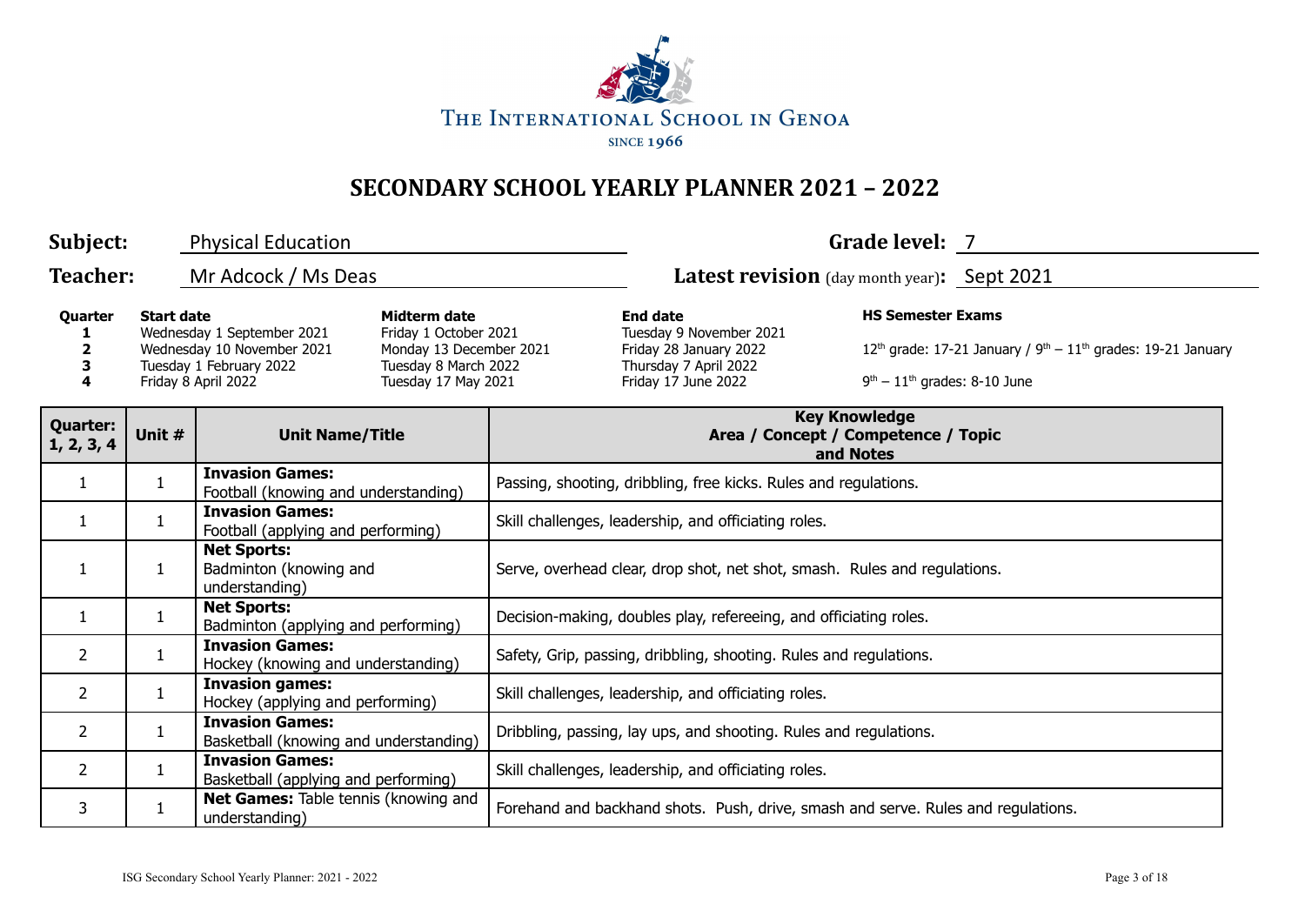THE INTERNATIONAL SCHOOL IN GENOA

SINCE 1966

# SECONDARY SCHOOL YEARLY PLANNER 2021 – 2022

**Subject:** Physical Education

**Grade level:** 7

**Teacher:** Mr Adcock / Ms Deas

**Latest revision** (day month year)**:** Sept 2021

| Quarter | Start date | Midterm date | End date | HS Semester Exams |
|---|---|---|---|---|
| 1 | Wednesday 1 September 2021 | Friday 1 October 2021 | Tuesday 9 November 2021 | |
| 2 | Wednesday 10 November 2021 | Monday 13 December 2021 | Friday 28 January 2022 | 12th grade: 17-21 January / 9th – 11th grades: 19-21 January |
| 3 | Tuesday 1 February 2022 | Tuesday 8 March 2022 | Thursday 7 April 2022 | |
| 4 | Friday 8 April 2022 | Tuesday 17 May 2021 | Friday 17 June 2022 | 9th – 11th grades: 8-10 June |

| Quarter: 1, 2, 3, 4 | Unit # | Unit Name/Title | Key Knowledge Area / Concept / Competence / Topic and Notes |
|---|---|---|---|
| 1 | 1 | **Invasion Games:** Football (knowing and understanding) | Passing, shooting, dribbling, free kicks. Rules and regulations. |
| 1 | 1 | **Invasion Games:** Football (applying and performing) | Skill challenges, leadership, and officiating roles. |
| 1 | 1 | **Net Sports:** Badminton (knowing and understanding) | Serve, overhead clear, drop shot, net shot, smash. Rules and regulations. |
| 1 | 1 | **Net Sports:** Badminton (applying and performing) | Decision-making, doubles play, refereeing, and officiating roles. |
| 2 | 1 | **Invasion Games:** Hockey (knowing and understanding) | Safety, Grip, passing, dribbling, shooting. Rules and regulations. |
| 2 | 1 | **Invasion games:** Hockey (applying and performing) | Skill challenges, leadership, and officiating roles. |
| 2 | 1 | **Invasion Games:** Basketball (knowing and understanding) | Dribbling, passing, lay ups, and shooting. Rules and regulations. |
| 2 | 1 | **Invasion Games:** Basketball (applying and performing) | Skill challenges, leadership, and officiating roles. |
| 3 | 1 | **Net Games:** Table tennis (knowing and understanding) | Forehand and backhand shots. Push, drive, smash and serve. Rules and regulations. |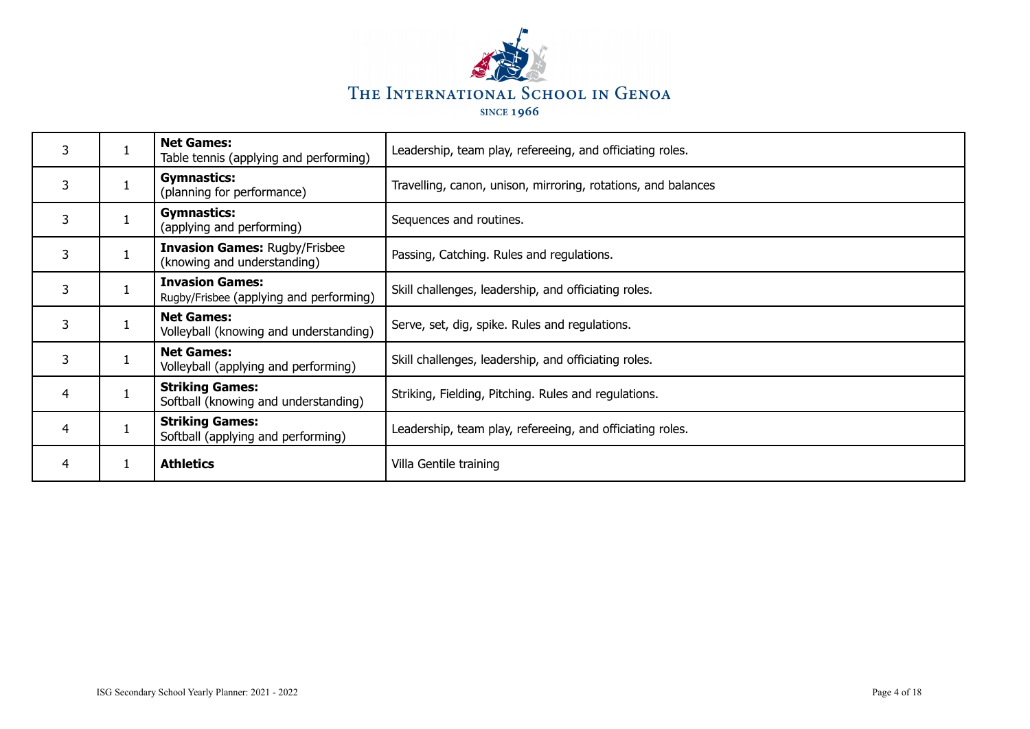| | | | |
|---|---|---|---|
| 3 | 1 | **Net Games:** Table tennis (applying and performing) | Leadership, team play, refereeing, and officiating roles. |
| 3 | 1 | **Gymnastics:** (planning for performance) | Travelling, canon, unison, mirroring, rotations, and balances |
| 3 | 1 | **Gymnastics:** (applying and performing) | Sequences and routines. |
| 3 | 1 | **Invasion Games:** Rugby/Frisbee (knowing and understanding) | Passing, Catching. Rules and regulations. |
| 3 | 1 | **Invasion Games:** Rugby/Frisbee (applying and performing) | Skill challenges, leadership, and officiating roles. |
| 3 | 1 | **Net Games:** Volleyball (knowing and understanding) | Serve, set, dig, spike. Rules and regulations. |
| 3 | 1 | **Net Games:** Volleyball (applying and performing) | Skill challenges, leadership, and officiating roles. |
| 4 | 1 | **Striking Games:** Softball (knowing and understanding) | Striking, Fielding, Pitching. Rules and regulations. |
| 4 | 1 | **Striking Games:** Softball (applying and performing) | Leadership, team play, refereeing, and officiating roles. |
| 4 | 1 | **Athletics** | Villa Gentile training |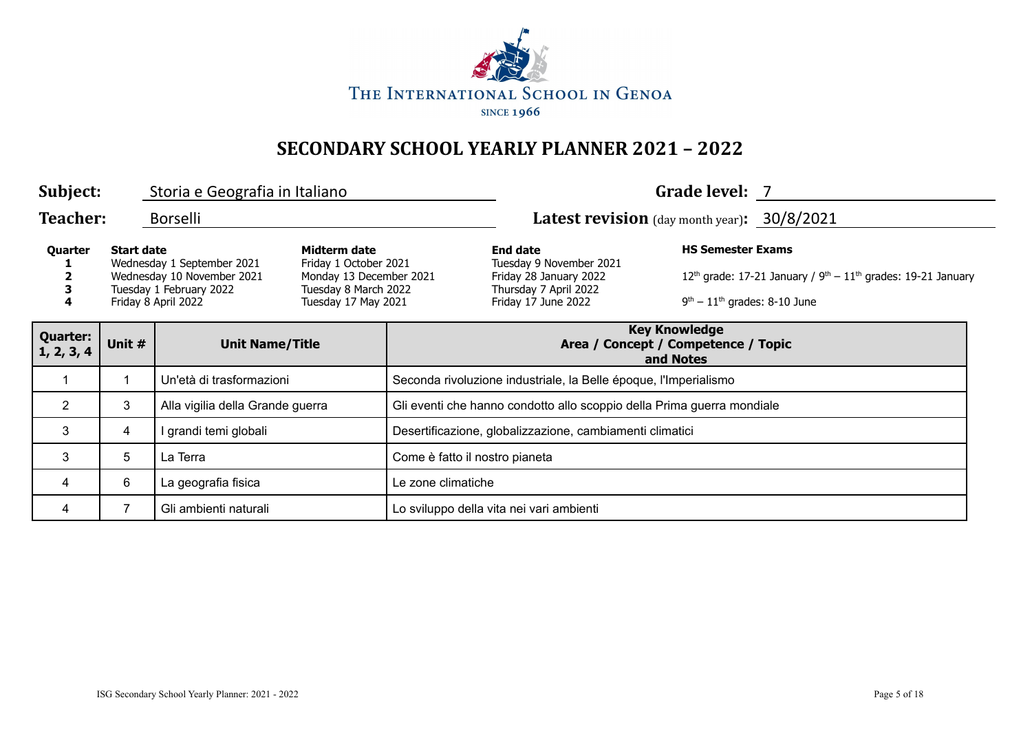THE INTERNATIONAL SCHOOL IN GENOA

SINCE 1966

# SECONDARY SCHOOL YEARLY PLANNER 2021 – 2022

**Subject:** Storia e Geografia in Italiano

**Grade level:** 7

**Teacher:** Borselli

**Latest revision** (day month year)**:** 30/8/2021

| Quarter | Start date | Midterm date | End date |
|---|---|---|---|
| 1 | Wednesday 1 September 2021 | Friday 1 October 2021 | Tuesday 9 November 2021 |
| 2 | Wednesday 10 November 2021 | Monday 13 December 2021 | Friday 28 January 2022 |
| 3 | Tuesday 1 February 2022 | Tuesday 8 March 2022 | Thursday 7 April 2022 |
| 4 | Friday 8 April 2022 | Tuesday 17 May 2021 | Friday 17 June 2022 |

**HS Semester Exams**

12th grade: 17-21 January / 9th – 11th grades: 19-21 January

9th – 11th grades: 8-10 June

| Quarter: 1, 2, 3, 4 | Unit # | Unit Name/Title | Key Knowledge Area / Concept / Competence / Topic and Notes |
|---|---|---|---|
| 1 | 1 | Un'età di trasformazioni | Seconda rivoluzione industriale, la Belle époque, l'Imperialismo |
| 2 | 3 | Alla vigilia della Grande guerra | Gli eventi che hanno condotto allo scoppio della Prima guerra mondiale |
| 3 | 4 | I grandi temi globali | Desertificazione, globalizzazione, cambiamenti climatici |
| 3 | 5 | La Terra | Come è fatto il nostro pianeta |
| 4 | 6 | La geografia fisica | Le zone climatiche |
| 4 | 7 | Gli ambienti naturali | Lo sviluppo della vita nei vari ambienti |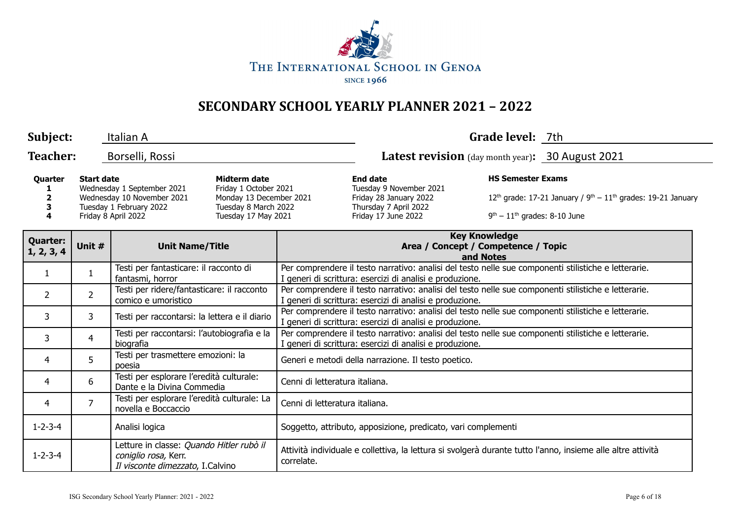THE INTERNATIONAL SCHOOL IN GENOA

SINCE 1966

# SECONDARY SCHOOL YEARLY PLANNER 2021 – 2022

**Subject:** Italian A  **Grade level:** 7th

**Teacher:** Borselli, Rossi  **Latest revision** (day month year)**:** 30 August 2021

| Quarter | Start date | Midterm date | End date | HS Semester Exams |
|---|---|---|---|---|
| 1 | Wednesday 1 September 2021 | Friday 1 October 2021 | Tuesday 9 November 2021 | |
| 2 | Wednesday 10 November 2021 | Monday 13 December 2021 | Friday 28 January 2022 | 12th grade: 17-21 January / 9th – 11th grades: 19-21 January |
| 3 | Tuesday 1 February 2022 | Tuesday 8 March 2022 | Thursday 7 April 2022 | |
| 4 | Friday 8 April 2022 | Tuesday 17 May 2021 | Friday 17 June 2022 | 9th – 11th grades: 8-10 June |

| Quarter: 1, 2, 3, 4 | Unit # | Unit Name/Title | Key Knowledge Area / Concept / Competence / Topic and Notes |
|---|---|---|---|
| 1 | 1 | Testi per fantasticare: il racconto di fantasmi, horror | Per comprendere il testo narrativo: analisi del testo nelle sue componenti stilistiche e letterarie. I generi di scrittura: esercizi di analisi e produzione. |
| 2 | 2 | Testi per ridere/fantasticare: il racconto comico e umoristico | Per comprendere il testo narrativo: analisi del testo nelle sue componenti stilistiche e letterarie. I generi di scrittura: esercizi di analisi e produzione. |
| 3 | 3 | Testi per raccontarsi: la lettera e il diario | Per comprendere il testo narrativo: analisi del testo nelle sue componenti stilistiche e letterarie. I generi di scrittura: esercizi di analisi e produzione. |
| 3 | 4 | Testi per raccontarsi: l'autobiografia e la biografia | Per comprendere il testo narrativo: analisi del testo nelle sue componenti stilistiche e letterarie. I generi di scrittura: esercizi di analisi e produzione. |
| 4 | 5 | Testi per trasmettere emozioni: la poesia | Generi e metodi della narrazione. Il testo poetico. |
| 4 | 6 | Testi per esplorare l'eredità culturale: Dante e la Divina Commedia | Cenni di letteratura italiana. |
| 4 | 7 | Testi per esplorare l'eredità culturale: La novella e Boccaccio | Cenni di letteratura italiana. |
| 1-2-3-4 | | Analisi logica | Soggetto, attributo, apposizione, predicato, vari complementi |
| 1-2-3-4 | | Letture in classe: *Quando Hitler rubò il coniglio rosa*, Kerr. *Il visconte dimezzato*, I.Calvino | Attività individuale e collettiva, la lettura si svolgerà durante tutto l'anno, insieme alle altre attività correlate. |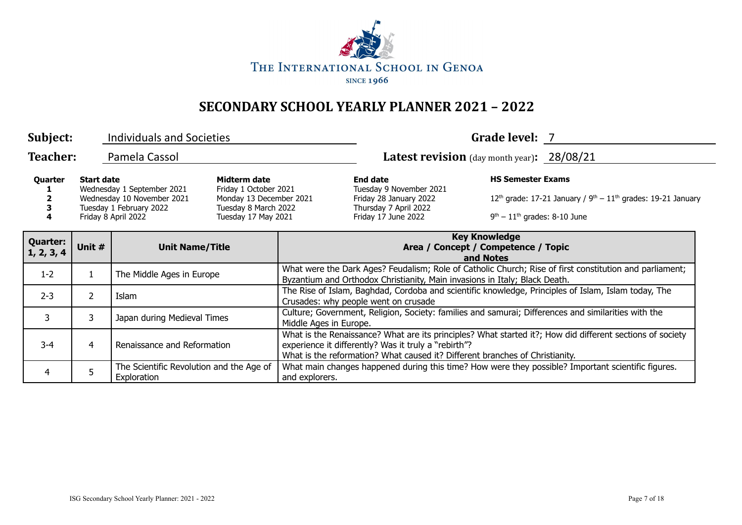THE INTERNATIONAL SCHOOL IN GENOA

SINCE 1966

# SECONDARY SCHOOL YEARLY PLANNER 2021 – 2022

**Subject:** Individuals and Societies **Grade level:** 7

**Teacher:** Pamela Cassol **Latest revision** (day month year)**:** 28/08/21

| Quarter | Start date | Midterm date | End date | HS Semester Exams |
|---|---|---|---|---|
| **1** | Wednesday 1 September 2021 | Friday 1 October 2021 | Tuesday 9 November 2021 | |
| **2** | Wednesday 10 November 2021 | Monday 13 December 2021 | Friday 28 January 2022 | 12th grade: 17-21 January / 9th – 11th grades: 19-21 January |
| **3** | Tuesday 1 February 2022 | Tuesday 8 March 2022 | Thursday 7 April 2022 | |
| **4** | Friday 8 April 2022 | Tuesday 17 May 2021 | Friday 17 June 2022 | 9th – 11th grades: 8-10 June |

| Quarter: 1, 2, 3, 4 | Unit # | Unit Name/Title | Key Knowledge Area / Concept / Competence / Topic and Notes |
|---|---|---|---|
| 1-2 | 1 | The Middle Ages in Europe | What were the Dark Ages? Feudalism; Role of Catholic Church; Rise of first constitution and parliament; Byzantium and Orthodox Christianity, Main invasions in Italy; Black Death. |
| 2-3 | 2 | Islam | The Rise of Islam, Baghdad, Cordoba and scientific knowledge, Principles of Islam, Islam today, The Crusades: why people went on crusade |
| 3 | 3 | Japan during Medieval Times | Culture; Government, Religion, Society: families and samurai; Differences and similarities with the Middle Ages in Europe. |
| 3-4 | 4 | Renaissance and Reformation | What is the Renaissance? What are its principles? What started it?; How did different sections of society experience it differently? Was it truly a "rebirth"? What is the reformation? What caused it? Different branches of Christianity. |
| 4 | 5 | The Scientific Revolution and the Age of Exploration | What main changes happened during this time? How were they possible? Important scientific figures. and explorers. |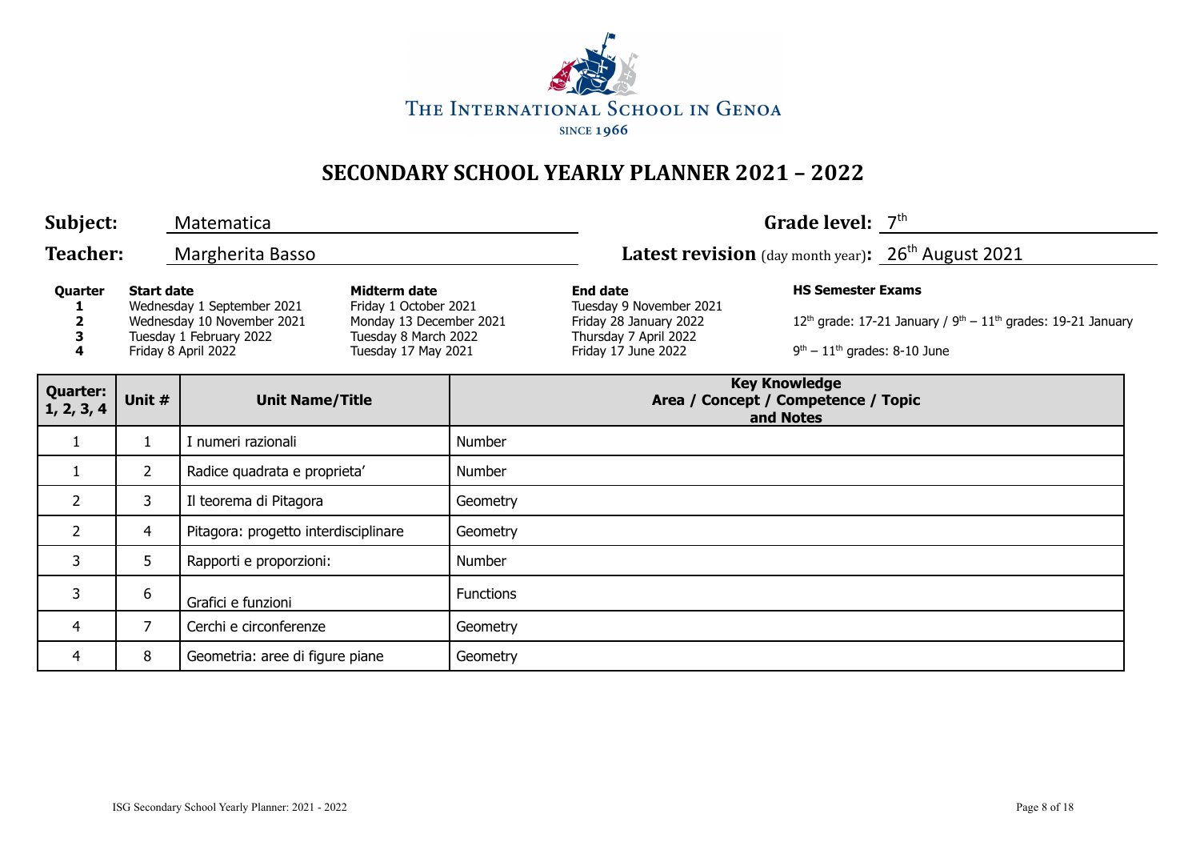The International School in Genoa
since 1966

# SECONDARY SCHOOL YEARLY PLANNER 2021 – 2022

**Subject:** Matematica  **Grade level:** 7th

**Teacher:** Margherita Basso  **Latest revision** (day month year)**:** 26th August 2021

| Quarter | Start date | Midterm date | End date | HS Semester Exams |
|---|---|---|---|---|
| **1** | Wednesday 1 September 2021 | Friday 1 October 2021 | Tuesday 9 November 2021 | |
| **2** | Wednesday 10 November 2021 | Monday 13 December 2021 | Friday 28 January 2022 | 12th grade: 17-21 January / 9th – 11th grades: 19-21 January |
| **3** | Tuesday 1 February 2022 | Tuesday 8 March 2022 | Thursday 7 April 2022 | |
| **4** | Friday 8 April 2022 | Tuesday 17 May 2021 | Friday 17 June 2022 | 9th – 11th grades: 8-10 June |

| Quarter: 1, 2, 3, 4 | Unit # | Unit Name/Title | Key Knowledge Area / Concept / Competence / Topic and Notes |
|---|---|---|---|
| 1 | 1 | I numeri razionali | Number |
| 1 | 2 | Radice quadrata e proprieta' | Number |
| 2 | 3 | Il teorema di Pitagora | Geometry |
| 2 | 4 | Pitagora: progetto interdisciplinare | Geometry |
| 3 | 5 | Rapporti e proporzioni: | Number |
| 3 | 6 | Grafici e funzioni | Functions |
| 4 | 7 | Cerchi e circonferenze | Geometry |
| 4 | 8 | Geometria: aree di figure piane | Geometry |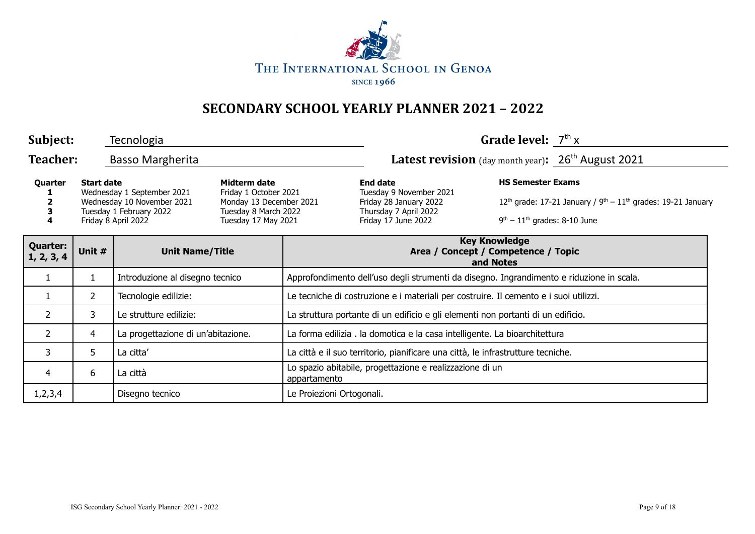THE INTERNATIONAL SCHOOL IN GENOA

SINCE 1966

# SECONDARY SCHOOL YEARLY PLANNER 2021 – 2022

**Subject:** Tecnologia

**Grade level:** 7th x

**Teacher:** Basso Margherita

**Latest revision** (day month year)**:** 26th August 2021

| Quarter | Start date | Midterm date | End date | HS Semester Exams |
|---|---|---|---|---|
| 1 | Wednesday 1 September 2021 | Friday 1 October 2021 | Tuesday 9 November 2021 | |
| 2 | Wednesday 10 November 2021 | Monday 13 December 2021 | Friday 28 January 2022 | 12th grade: 17-21 January / 9th – 11th grades: 19-21 January |
| 3 | Tuesday 1 February 2022 | Tuesday 8 March 2022 | Thursday 7 April 2022 | |
| 4 | Friday 8 April 2022 | Tuesday 17 May 2021 | Friday 17 June 2022 | 9th – 11th grades: 8-10 June |

| Quarter: 1, 2, 3, 4 | Unit # | Unit Name/Title | Key Knowledge Area / Concept / Competence / Topic and Notes |
|---|---|---|---|
| 1 | 1 | Introduzione al disegno tecnico | Approfondimento dell'uso degli strumenti da disegno. Ingrandimento e riduzione in scala. |
| 1 | 2 | Tecnologie edilizie: | Le tecniche di costruzione e i materiali per costruire. Il cemento e i suoi utilizzi. |
| 2 | 3 | Le strutture edilizie: | La struttura portante di un edificio e gli elementi non portanti di un edificio. |
| 2 | 4 | La progettazione di un'abitazione. | La forma edilizia . la domotica e la casa intelligente. La bioarchitettura |
| 3 | 5 | La citta' | La città e il suo territorio, pianificare una città, le infrastrutture tecniche. |
| 4 | 6 | La città | Lo spazio abitabile, progettazione e realizzazione di un appartamento |
| 1,2,3,4 | | Disegno tecnico | Le Proiezioni Ortogonali. |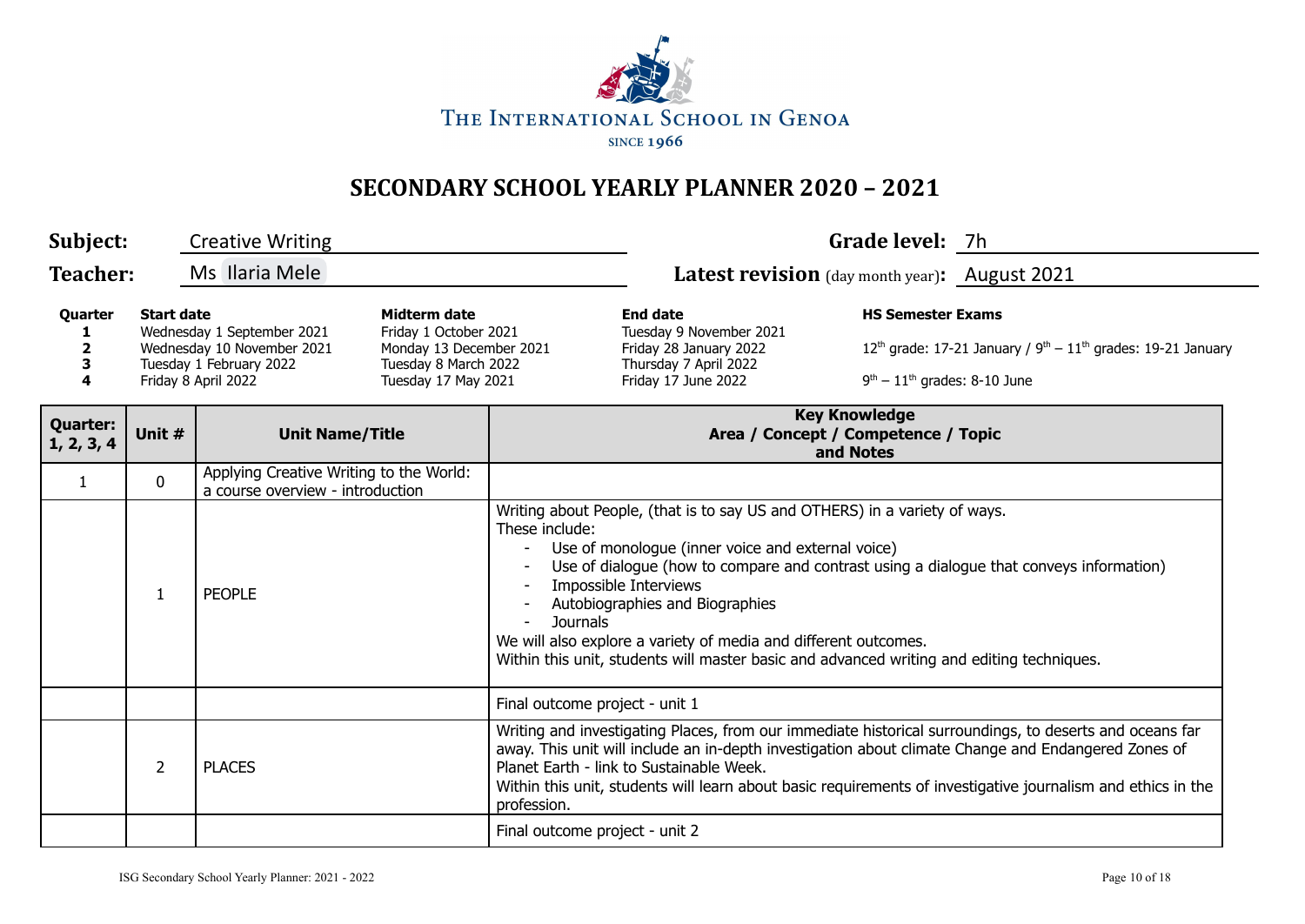THE INTERNATIONAL SCHOOL IN GENOA
SINCE 1966

# SECONDARY SCHOOL YEARLY PLANNER 2020 – 2021

**Subject:** Creative Writing **Grade level:** 7h

**Teacher:** Ms Ilaria Mele **Latest revision** (day month year)**:** August 2021

| Quarter | Start date | Midterm date | End date | HS Semester Exams |
|---|---|---|---|---|
| 1 | Wednesday 1 September 2021 | Friday 1 October 2021 | Tuesday 9 November 2021 | |
| 2 | Wednesday 10 November 2021 | Monday 13 December 2021 | Friday 28 January 2022 | 12th grade: 17-21 January / 9th – 11th grades: 19-21 January |
| 3 | Tuesday 1 February 2022 | Tuesday 8 March 2022 | Thursday 7 April 2022 | |
| 4 | Friday 8 April 2022 | Tuesday 17 May 2021 | Friday 17 June 2022 | 9th – 11th grades: 8-10 June |

| Quarter: 1, 2, 3, 4 | Unit # | Unit Name/Title | Key Knowledge Area / Concept / Competence / Topic and Notes |
|---|---|---|---|
| 1 | 0 | Applying Creative Writing to the World: a course overview - introduction | |
| | 1 | PEOPLE | Writing about People, (that is to say US and OTHERS) in a variety of ways.<br>These include:<br>- Use of monologue (inner voice and external voice)<br>- Use of dialogue (how to compare and contrast using a dialogue that conveys information)<br>- Impossible Interviews<br>- Autobiographies and Biographies<br>- Journals<br>We will also explore a variety of media and different outcomes.<br>Within this unit, students will master basic and advanced writing and editing techniques. |
| | | | Final outcome project - unit 1 |
| | 2 | PLACES | Writing and investigating Places, from our immediate historical surroundings, to deserts and oceans far away. This unit will include an in-depth investigation about climate Change and Endangered Zones of Planet Earth - link to Sustainable Week.<br>Within this unit, students will learn about basic requirements of investigative journalism and ethics in the profession. |
| | | | Final outcome project - unit 2 |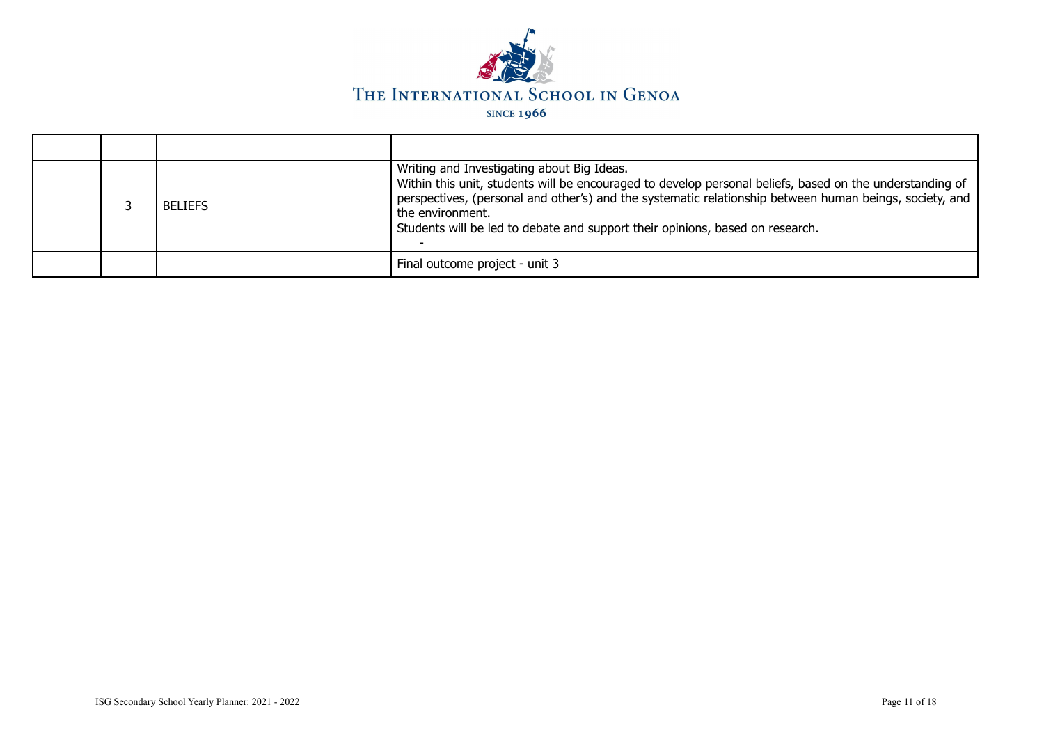| | | | |
|---|---|---|---|
| | 3 | BELIEFS | Writing and Investigating about Big Ideas.<br>Within this unit, students will be encouraged to develop personal beliefs, based on the understanding of perspectives, (personal and other's) and the systematic relationship between human beings, society, and the environment.<br>Students will be led to debate and support their opinions, based on research.<br>- |
| | | | Final outcome project - unit 3 |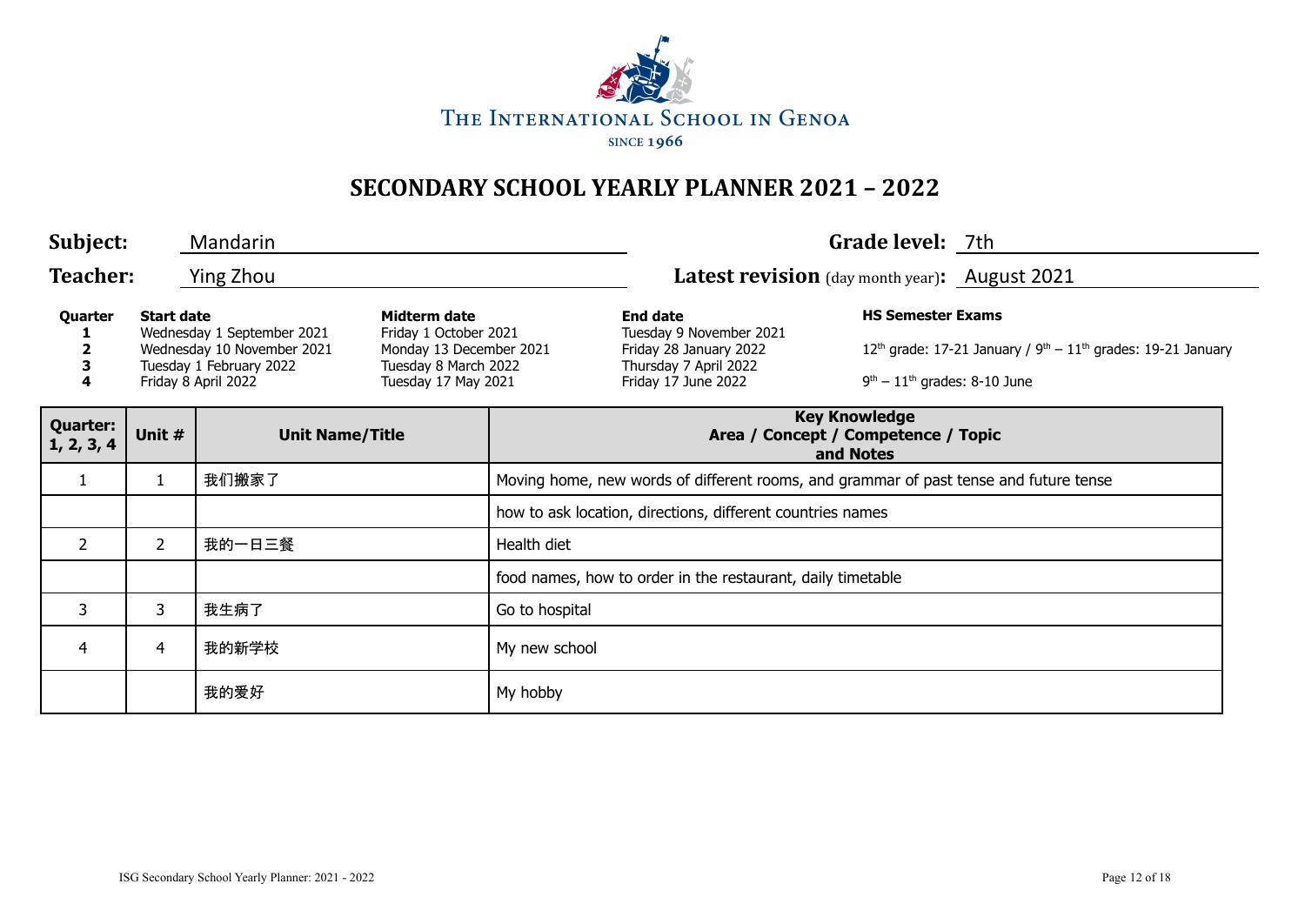THE INTERNATIONAL SCHOOL IN GENOA
SINCE 1966

# SECONDARY SCHOOL YEARLY PLANNER 2021 – 2022

**Subject:** Mandarin **Grade level:** 7th

**Teacher:** Ying Zhou **Latest revision** (day month year)**:** August 2021

| Quarter | Start date | Midterm date | End date | HS Semester Exams |
|---|---|---|---|---|
| 1 | Wednesday 1 September 2021 | Friday 1 October 2021 | Tuesday 9 November 2021 | |
| 2 | Wednesday 10 November 2021 | Monday 13 December 2021 | Friday 28 January 2022 | 12th grade: 17-21 January / 9th – 11th grades: 19-21 January |
| 3 | Tuesday 1 February 2022 | Tuesday 8 March 2022 | Thursday 7 April 2022 | |
| 4 | Friday 8 April 2022 | Tuesday 17 May 2021 | Friday 17 June 2022 | 9th – 11th grades: 8-10 June |

| Quarter: 1, 2, 3, 4 | Unit # | Unit Name/Title | Key Knowledge Area / Concept / Competence / Topic and Notes |
|---|---|---|---|
| 1 | 1 | 我们搬家了 | Moving home, new words of different rooms, and grammar of past tense and future tense |
| | | | how to ask location, directions, different countries names |
| 2 | 2 | 我的一日三餐 | Health diet |
| | | | food names, how to order in the restaurant, daily timetable |
| 3 | 3 | 我生病了 | Go to hospital |
| 4 | 4 | 我的新学校 | My new school |
| | | 我的爱好 | My hobby |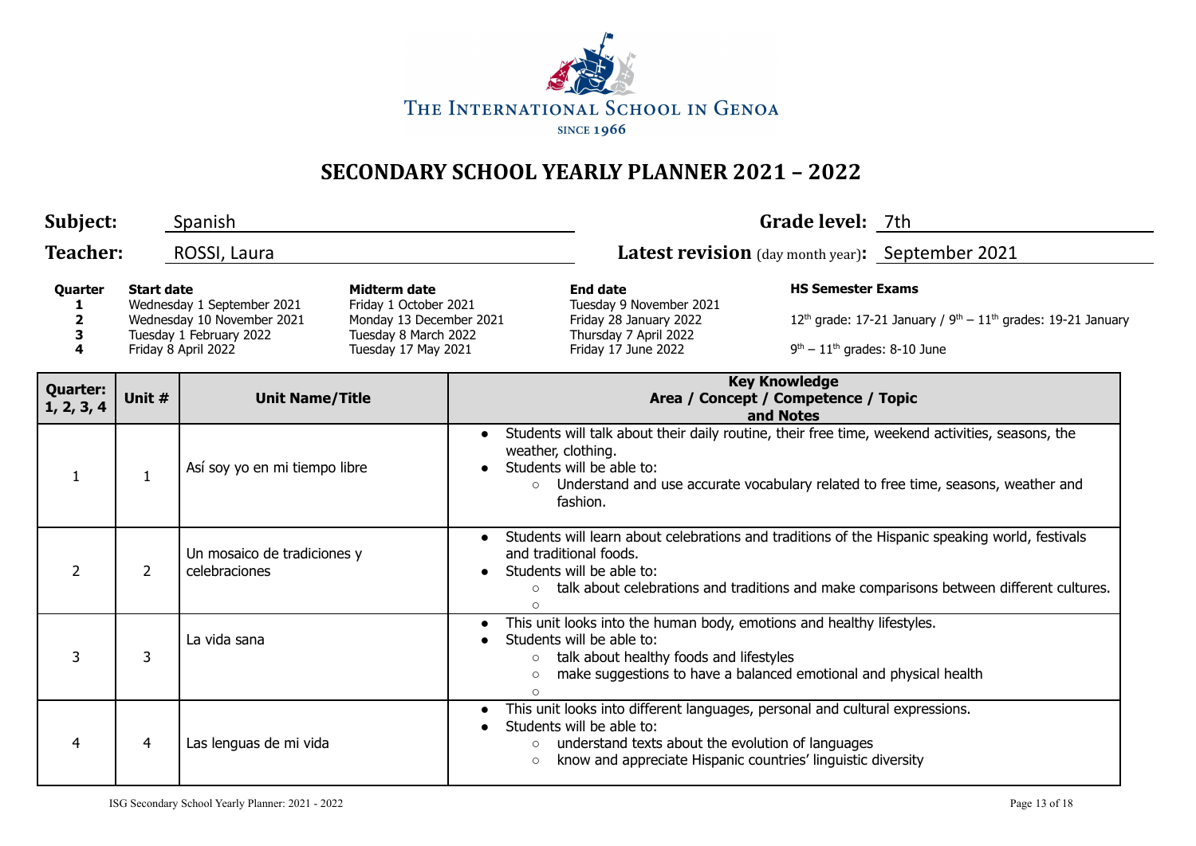THE INTERNATIONAL SCHOOL IN GENOA

SINCE 1966

# SECONDARY SCHOOL YEARLY PLANNER 2021 – 2022

**Subject:** Spanish

**Grade level:** 7th

**Teacher:** ROSSI, Laura

**Latest revision** (day month year)**:** September 2021

| Quarter | Start date | Midterm date | End date | HS Semester Exams |
|---|---|---|---|---|
| 1 | Wednesday 1 September 2021 | Friday 1 October 2021 | Tuesday 9 November 2021 | |
| 2 | Wednesday 10 November 2021 | Monday 13 December 2021 | Friday 28 January 2022 | 12th grade: 17-21 January / 9th – 11th grades: 19-21 January |
| 3 | Tuesday 1 February 2022 | Tuesday 8 March 2022 | Thursday 7 April 2022 | |
| 4 | Friday 8 April 2022 | Tuesday 17 May 2021 | Friday 17 June 2022 | 9th – 11th grades: 8-10 June |

| Quarter: 1, 2, 3, 4 | Unit # | Unit Name/Title | Key Knowledge Area / Concept / Competence / Topic and Notes |
|---|---|---|---|
| 1 | 1 | Así soy yo en mi tiempo libre | • Students will talk about their daily routine, their free time, weekend activities, seasons, the weather, clothing.<br>• Students will be able to:<br>  ○ Understand and use accurate vocabulary related to free time, seasons, weather and fashion. |
| 2 | 2 | Un mosaico de tradiciones y celebraciones | • Students will learn about celebrations and traditions of the Hispanic speaking world, festivals and traditional foods.<br>• Students will be able to:<br>  ○ talk about celebrations and traditions and make comparisons between different cultures.<br>  ○ |
| 3 | 3 | La vida sana | • This unit looks into the human body, emotions and healthy lifestyles.<br>• Students will be able to:<br>  ○ talk about healthy foods and lifestyles<br>  ○ make suggestions to have a balanced emotional and physical health<br>  ○ |
| 4 | 4 | Las lenguas de mi vida | • This unit looks into different languages, personal and cultural expressions.<br>• Students will be able to:<br>  ○ understand texts about the evolution of languages<br>  ○ know and appreciate Hispanic countries' linguistic diversity |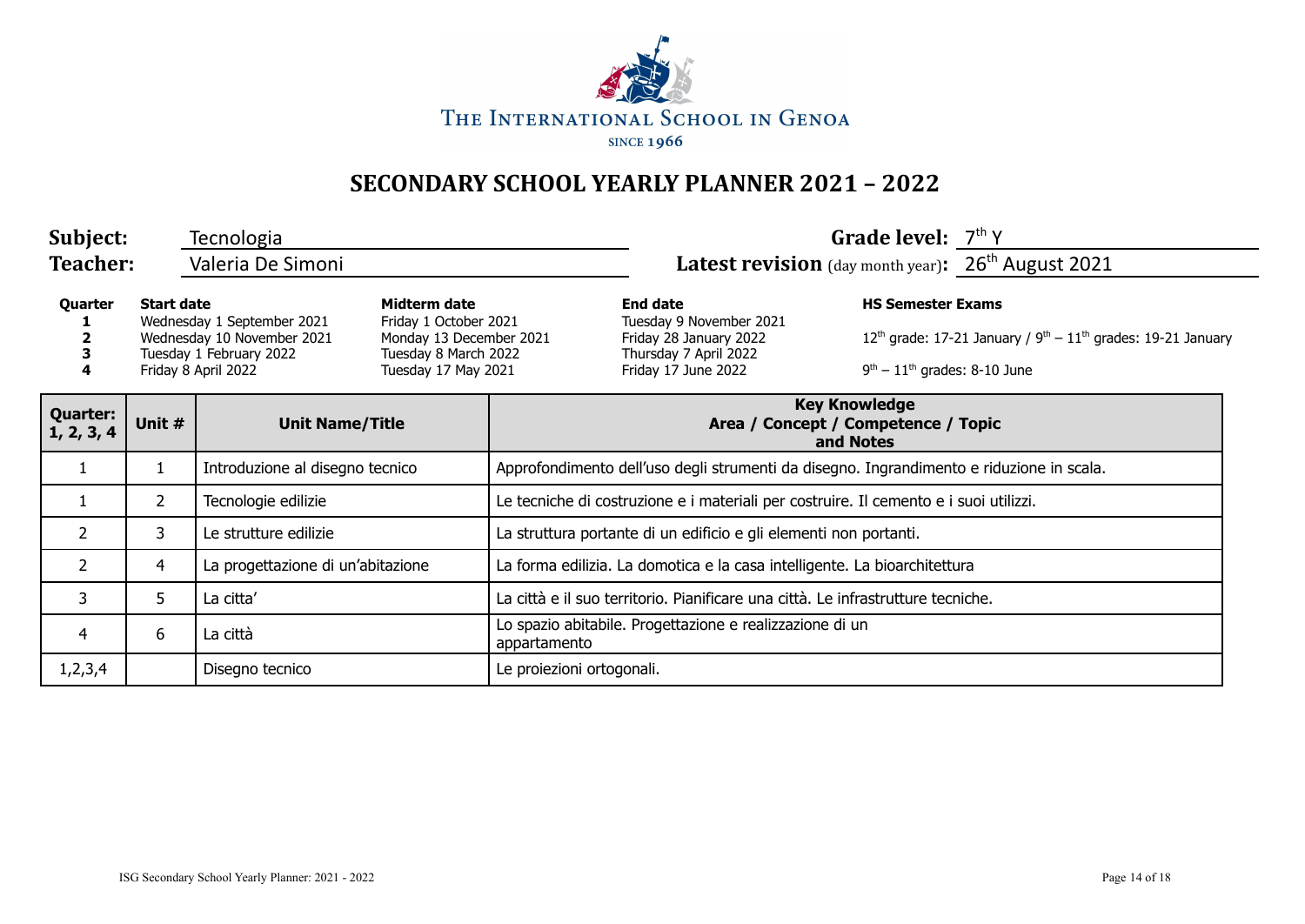THE INTERNATIONAL SCHOOL IN GENOA

SINCE 1966

# SECONDARY SCHOOL YEARLY PLANNER 2021 – 2022

**Subject:** Tecnologia

**Teacher:** Valeria De Simoni

**Grade level:** 7th Y

**Latest revision** (day month year)**:** 26th August 2021

| Quarter | Start date | Midterm date | End date | HS Semester Exams |
|---|---|---|---|---|
| **1** | Wednesday 1 September 2021 | Friday 1 October 2021 | Tuesday 9 November 2021 | |
| **2** | Wednesday 10 November 2021 | Monday 13 December 2021 | Friday 28 January 2022 | 12th grade: 17-21 January / 9th – 11th grades: 19-21 January |
| **3** | Tuesday 1 February 2022 | Tuesday 8 March 2022 | Thursday 7 April 2022 | |
| **4** | Friday 8 April 2022 | Tuesday 17 May 2021 | Friday 17 June 2022 | 9th – 11th grades: 8-10 June |

| Quarter: 1, 2, 3, 4 | Unit # | Unit Name/Title | Key Knowledge Area / Concept / Competence / Topic and Notes |
|---|---|---|---|
| 1 | 1 | Introduzione al disegno tecnico | Approfondimento dell'uso degli strumenti da disegno. Ingrandimento e riduzione in scala. |
| 1 | 2 | Tecnologie edilizie | Le tecniche di costruzione e i materiali per costruire. Il cemento e i suoi utilizzi. |
| 2 | 3 | Le strutture edilizie | La struttura portante di un edificio e gli elementi non portanti. |
| 2 | 4 | La progettazione di un'abitazione | La forma edilizia. La domotica e la casa intelligente. La bioarchitettura |
| 3 | 5 | La citta' | La città e il suo territorio. Pianificare una città. Le infrastrutture tecniche. |
| 4 | 6 | La città | Lo spazio abitabile. Progettazione e realizzazione di un appartamento |
| 1,2,3,4 | | Disegno tecnico | Le proiezioni ortogonali. |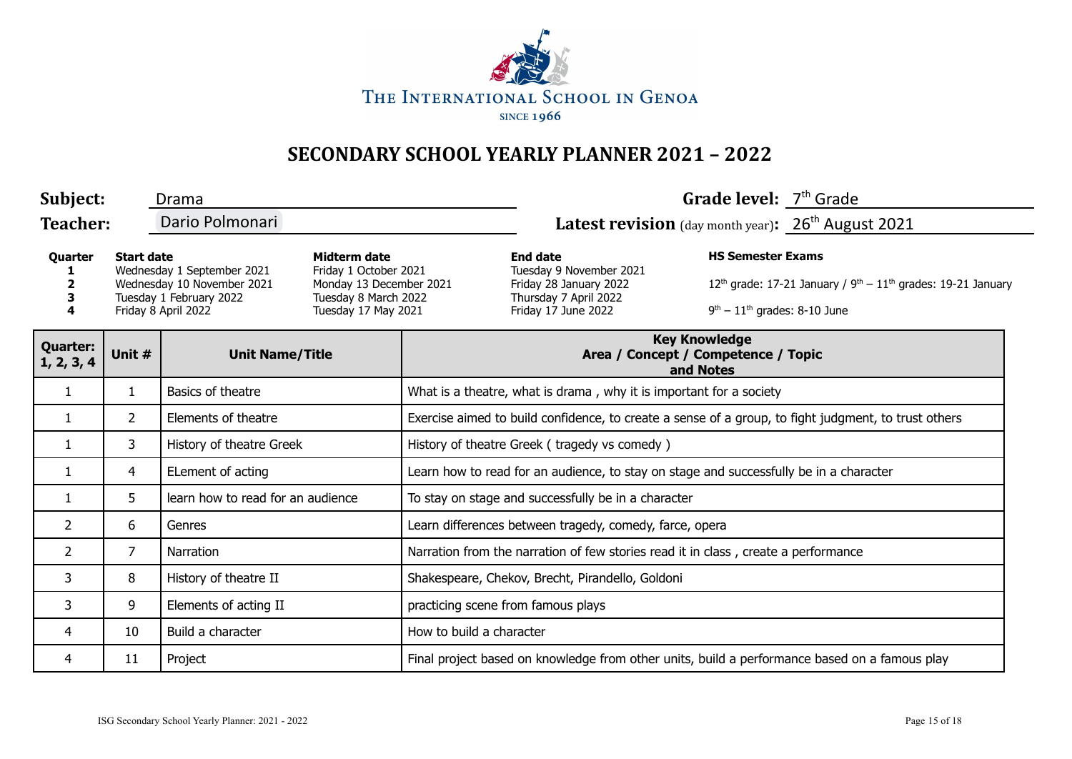The International School in Genoa

since 1966

# SECONDARY SCHOOL YEARLY PLANNER 2021 – 2022

**Subject:** Drama **Grade level:** 7th Grade

**Teacher:** Dario Polmonari **Latest revision** (day month year)**:** 26th August 2021

| Quarter | Start date | Midterm date | End date | HS Semester Exams |
|---|---|---|---|---|
| 1 | Wednesday 1 September 2021 | Friday 1 October 2021 | Tuesday 9 November 2021 | |
| 2 | Wednesday 10 November 2021 | Monday 13 December 2021 | Friday 28 January 2022 | 12th grade: 17-21 January / 9th – 11th grades: 19-21 January |
| 3 | Tuesday 1 February 2022 | Tuesday 8 March 2022 | Thursday 7 April 2022 | |
| 4 | Friday 8 April 2022 | Tuesday 17 May 2021 | Friday 17 June 2022 | 9th – 11th grades: 8-10 June |

| Quarter: 1, 2, 3, 4 | Unit # | Unit Name/Title | Key Knowledge Area / Concept / Competence / Topic and Notes |
|---|---|---|---|
| 1 | 1 | Basics of theatre | What is a theatre, what is drama , why it is important for a society |
| 1 | 2 | Elements of theatre | Exercise aimed to build confidence, to create a sense of a group, to fight judgment, to trust others |
| 1 | 3 | History of theatre Greek | History of theatre Greek ( tragedy vs comedy ) |
| 1 | 4 | ELement of acting | Learn how to read for an audience, to stay on stage and successfully be in a character |
| 1 | 5 | learn how to read for an audience | To stay on stage and successfully be in a character |
| 2 | 6 | Genres | Learn differences between tragedy, comedy, farce, opera |
| 2 | 7 | Narration | Narration from the narration of few stories read it in class , create a performance |
| 3 | 8 | History of theatre II | Shakespeare, Chekov, Brecht, Pirandello, Goldoni |
| 3 | 9 | Elements of acting II | practicing scene from famous plays |
| 4 | 10 | Build a character | How to build a character |
| 4 | 11 | Project | Final project based on knowledge from other units, build a performance based on a famous play |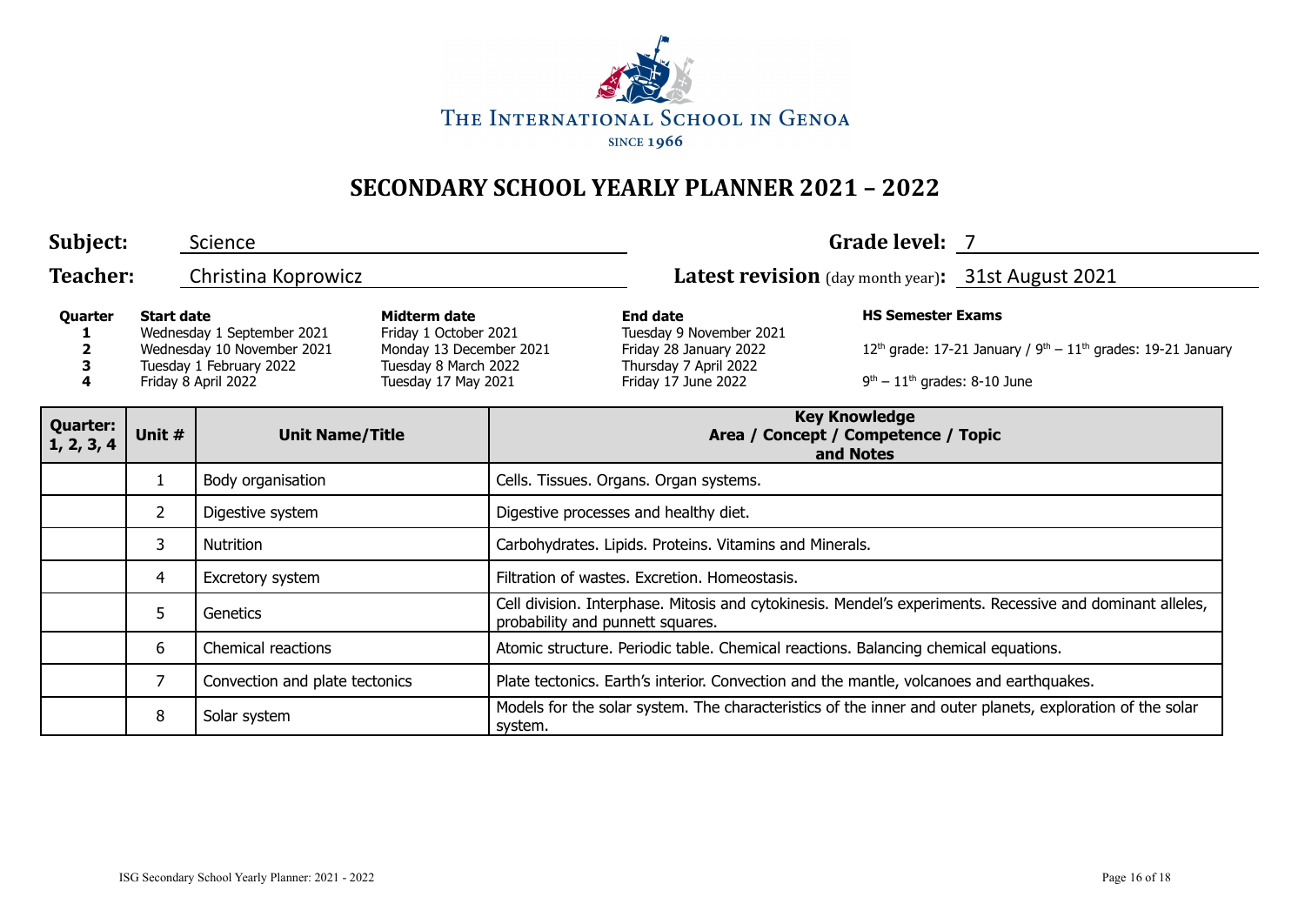THE INTERNATIONAL SCHOOL IN GENOA

SINCE 1966

# SECONDARY SCHOOL YEARLY PLANNER 2021 – 2022

**Subject:** Science  **Grade level:** 7

**Teacher:** Christina Koprowicz  **Latest revision** (day month year)**:** 31st August 2021

| Quarter | Start date | Midterm date | End date | HS Semester Exams |
|---|---|---|---|---|
| 1 | Wednesday 1 September 2021 | Friday 1 October 2021 | Tuesday 9 November 2021 | |
| 2 | Wednesday 10 November 2021 | Monday 13 December 2021 | Friday 28 January 2022 | 12th grade: 17-21 January / 9th – 11th grades: 19-21 January |
| 3 | Tuesday 1 February 2022 | Tuesday 8 March 2022 | Thursday 7 April 2022 | |
| 4 | Friday 8 April 2022 | Tuesday 17 May 2021 | Friday 17 June 2022 | 9th – 11th grades: 8-10 June |

| Quarter: 1, 2, 3, 4 | Unit # | Unit Name/Title | Key Knowledge Area / Concept / Competence / Topic and Notes |
|---|---|---|---|
| | 1 | Body organisation | Cells. Tissues. Organs. Organ systems. |
| | 2 | Digestive system | Digestive processes and healthy diet. |
| | 3 | Nutrition | Carbohydrates. Lipids. Proteins. Vitamins and Minerals. |
| | 4 | Excretory system | Filtration of wastes. Excretion. Homeostasis. |
| | 5 | Genetics | Cell division. Interphase. Mitosis and cytokinesis. Mendel's experiments. Recessive and dominant alleles, probability and punnett squares. |
| | 6 | Chemical reactions | Atomic structure. Periodic table. Chemical reactions. Balancing chemical equations. |
| | 7 | Convection and plate tectonics | Plate tectonics. Earth's interior. Convection and the mantle, volcanoes and earthquakes. |
| | 8 | Solar system | Models for the solar system. The characteristics of the inner and outer planets, exploration of the solar system. |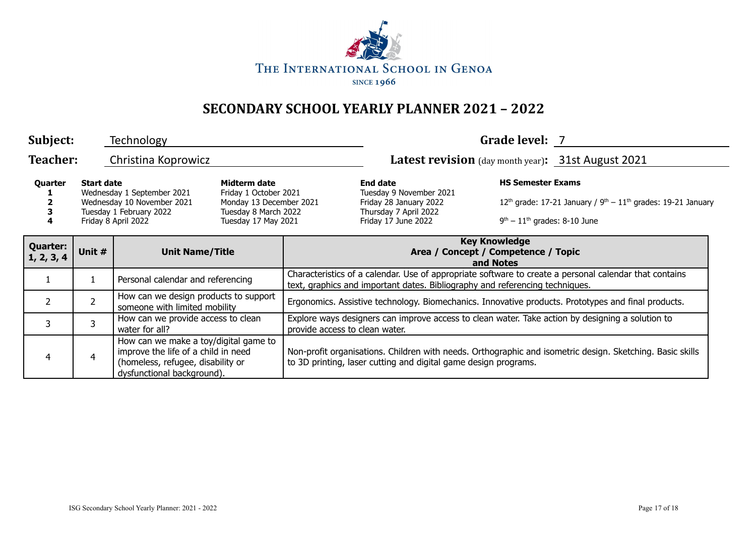THE INTERNATIONAL SCHOOL IN GENOA

SINCE 1966

# SECONDARY SCHOOL YEARLY PLANNER 2021 – 2022

**Subject:** Technology **Grade level:** 7

**Teacher:** Christina Koprowicz **Latest revision** (day month year)**:** 31st August 2021

| Quarter | Start date | Midterm date | End date | HS Semester Exams |
|---|---|---|---|---|
| 1 | Wednesday 1 September 2021 | Friday 1 October 2021 | Tuesday 9 November 2021 | |
| 2 | Wednesday 10 November 2021 | Monday 13 December 2021 | Friday 28 January 2022 | 12th grade: 17-21 January / 9th – 11th grades: 19-21 January |
| 3 | Tuesday 1 February 2022 | Tuesday 8 March 2022 | Thursday 7 April 2022 | |
| 4 | Friday 8 April 2022 | Tuesday 17 May 2021 | Friday 17 June 2022 | 9th – 11th grades: 8-10 June |

| Quarter: 1, 2, 3, 4 | Unit # | Unit Name/Title | Key Knowledge Area / Concept / Competence / Topic and Notes |
|---|---|---|---|
| 1 | 1 | Personal calendar and referencing | Characteristics of a calendar. Use of appropriate software to create a personal calendar that contains text, graphics and important dates. Bibliography and referencing techniques. |
| 2 | 2 | How can we design products to support someone with limited mobility | Ergonomics. Assistive technology. Biomechanics. Innovative products. Prototypes and final products. |
| 3 | 3 | How can we provide access to clean water for all? | Explore ways designers can improve access to clean water. Take action by designing a solution to provide access to clean water. |
| 4 | 4 | How can we make a toy/digital game to improve the life of a child in need (homeless, refugee, disability or dysfunctional background). | Non-profit organisations. Children with needs. Orthographic and isometric design. Sketching. Basic skills to 3D printing, laser cutting and digital game design programs. |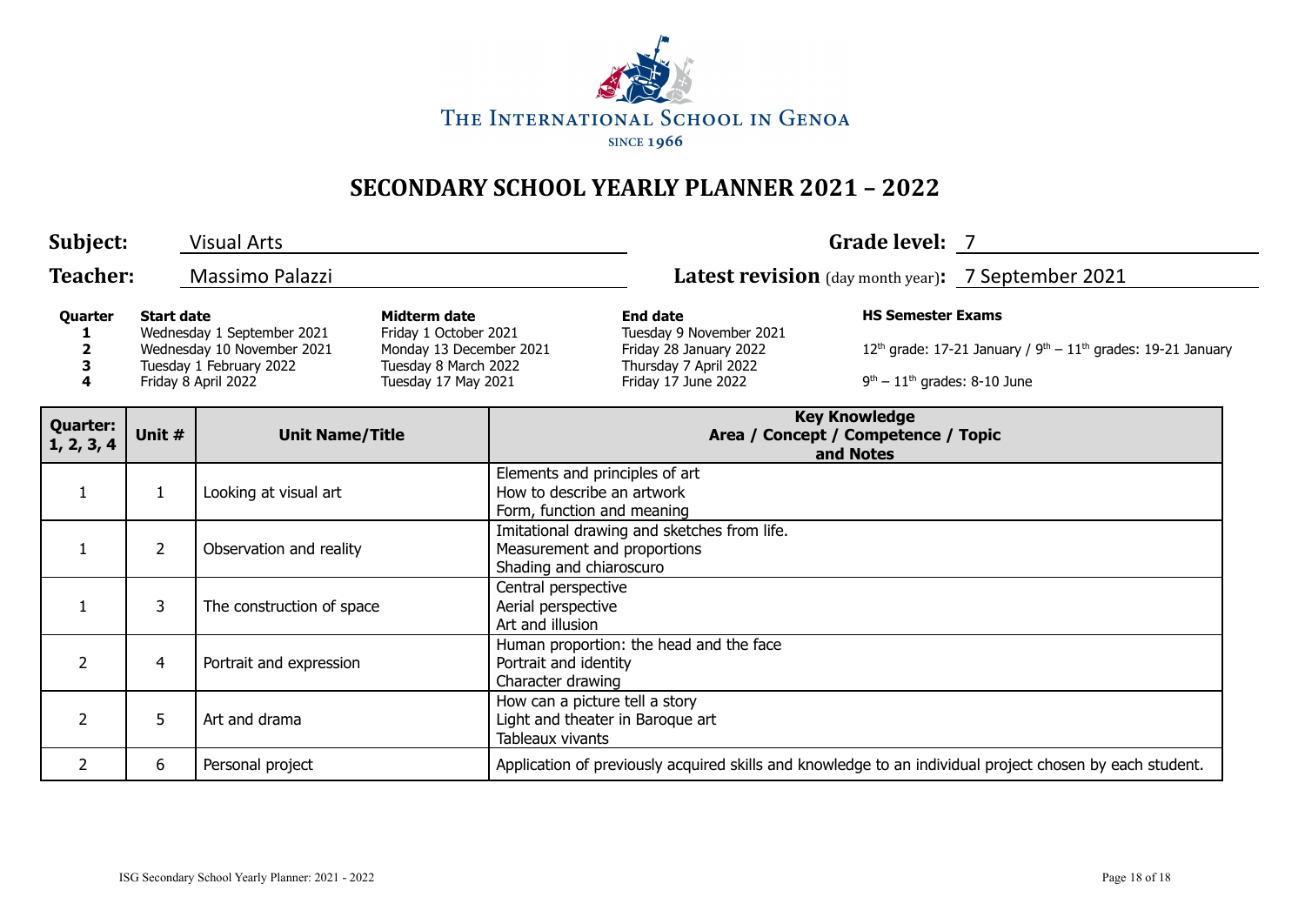THE INTERNATIONAL SCHOOL IN GENOA
SINCE 1966

# SECONDARY SCHOOL YEARLY PLANNER 2021 – 2022

**Subject:** Visual Arts **Grade level:** 7

**Teacher:** Massimo Palazzi **Latest revision** (day month year)**:** 7 September 2021

| Quarter | Start date | Midterm date | End date | HS Semester Exams |
|---|---|---|---|---|
| 1 | Wednesday 1 September 2021 | Friday 1 October 2021 | Tuesday 9 November 2021 | |
| 2 | Wednesday 10 November 2021 | Monday 13 December 2021 | Friday 28 January 2022 | 12th grade: 17-21 January / 9th – 11th grades: 19-21 January |
| 3 | Tuesday 1 February 2022 | Tuesday 8 March 2022 | Thursday 7 April 2022 | |
| 4 | Friday 8 April 2022 | Tuesday 17 May 2021 | Friday 17 June 2022 | 9th – 11th grades: 8-10 June |

| Quarter: 1, 2, 3, 4 | Unit # | Unit Name/Title | Key Knowledge Area / Concept / Competence / Topic and Notes |
|---|---|---|---|
| 1 | 1 | Looking at visual art | Elements and principles of art<br>How to describe an artwork<br>Form, function and meaning |
| 1 | 2 | Observation and reality | Imitational drawing and sketches from life.<br>Measurement and proportions<br>Shading and chiaroscuro |
| 1 | 3 | The construction of space | Central perspective<br>Aerial perspective<br>Art and illusion |
| 2 | 4 | Portrait and expression | Human proportion: the head and the face<br>Portrait and identity<br>Character drawing |
| 2 | 5 | Art and drama | How can a picture tell a story<br>Light and theater in Baroque art<br>Tableaux vivants |
| 2 | 6 | Personal project | Application of previously acquired skills and knowledge to an individual project chosen by each student. |